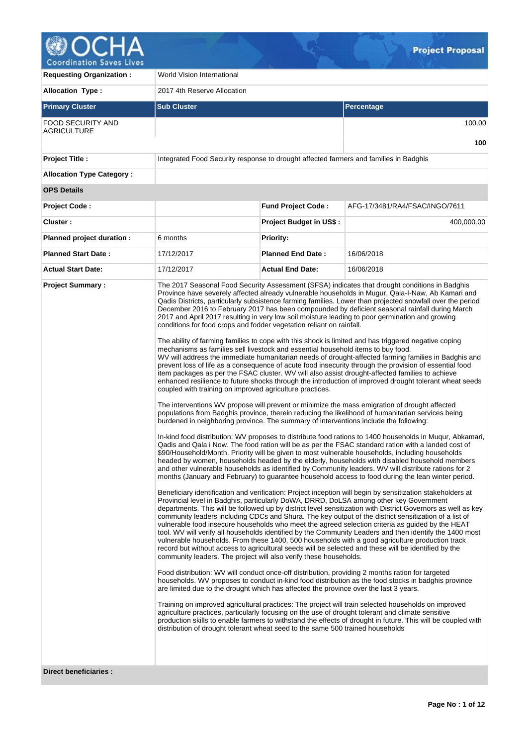# Project Proposal

| | | | |
|---|---|---|---|
| **Requesting Organization :** | World Vision International | | |
| **Allocation Type :** | 2017 4th Reserve Allocation | | |

| **Primary Cluster** | **Sub Cluster** | **Percentage** |
|---|---|---|
| FOOD SECURITY AND AGRICULTURE | | 100.00 |
| | | **100** |

| | | | |
|---|---|---|---|
| **Project Title :** | Integrated Food Security response to drought affected farmers and families in Badghis | | |
| **Allocation Type Category :** | | | |
| **OPS Details** | | | |
| **Project Code :** | | **Fund Project Code :** | AFG-17/3481/RA4/FSAC/INGO/7611 |
| **Cluster :** | | **Project Budget in US$ :** | 400,000.00 |
| **Planned project duration :** | 6 months | **Priority:** | |
| **Planned Start Date :** | 17/12/2017 | **Planned End Date :** | 16/06/2018 |
| **Actual Start Date:** | 17/12/2017 | **Actual End Date:** | 16/06/2018 |

**Project Summary :**

The 2017 Seasonal Food Security Assessment (SFSA) indicates that drought conditions in Badghis Province have severely affected already vulnerable households in Mugur, Qala-I-Naw, Ab Kamari and Qadis Districts, particularly subsistence farming families. Lower than projected snowfall over the period December 2016 to February 2017 has been compounded by deficient seasonal rainfall during March 2017 and April 2017 resulting in very low soil moisture leading to poor germination and growing conditions for food crops and fodder vegetation reliant on rainfall.

The ability of farming families to cope with this shock is limited and has triggered negative coping mechanisms as families sell livestock and essential household items to buy food.
WV will address the immediate humanitarian needs of drought-affected farming families in Badghis and prevent loss of life as a consequence of acute food insecurity through the provision of essential food item packages as per the FSAC cluster. WV will also assist drought-affected families to achieve enhanced resilience to future shocks through the introduction of improved drought tolerant wheat seeds coupled with training on improved agriculture practices.

The interventions WV propose will prevent or minimize the mass emigration of drought affected populations from Badghis province, therein reducing the likelihood of humanitarian services being burdened in neighboring province. The summary of interventions include the following:

In-kind food distribution: WV proposes to distribute food rations to 1400 households in Muqur, Abkamari, Qadis and Qala i Now. The food ration will be as per the FSAC standard ration with a landed cost of $90/Household/Month. Priority will be given to most vulnerable households, including households headed by women, households headed by the elderly, households with disabled household members and other vulnerable households as identified by Community leaders. WV will distribute rations for 2 months (January and February) to guarantee household access to food during the lean winter period.

Beneficiary identification and verification: Project inception will begin by sensitization stakeholders at Provincial level in Badghis, particularly DoWA, DRRD, DoLSA among other key Government departments. This will be followed up by district level sensitization with District Governors as well as key community leaders including CDCs and Shura. The key output of the district sensitization of a list of vulnerable food insecure households who meet the agreed selection criteria as guided by the HEAT tool. WV will verify all households identified by the Community Leaders and then identify the 1400 most vulnerable households. From these 1400, 500 households with a good agriculture production track record but without access to agricultural seeds will be selected and these will be identified by the community leaders. The project will also verify these households.

Food distribution: WV will conduct once-off distribution, providing 2 months ration for targeted households. WV proposes to conduct in-kind food distribution as the food stocks in badghis province are limited due to the drought which has affected the province over the last 3 years.

Training on improved agricultural practices: The project will train selected households on improved agriculture practices, particularly focusing on the use of drought tolerant and climate sensitive production skills to enable farmers to withstand the effects of drought in future. This will be coupled with distribution of drought tolerant wheat seed to the same 500 trained households

**Direct beneficiaries :**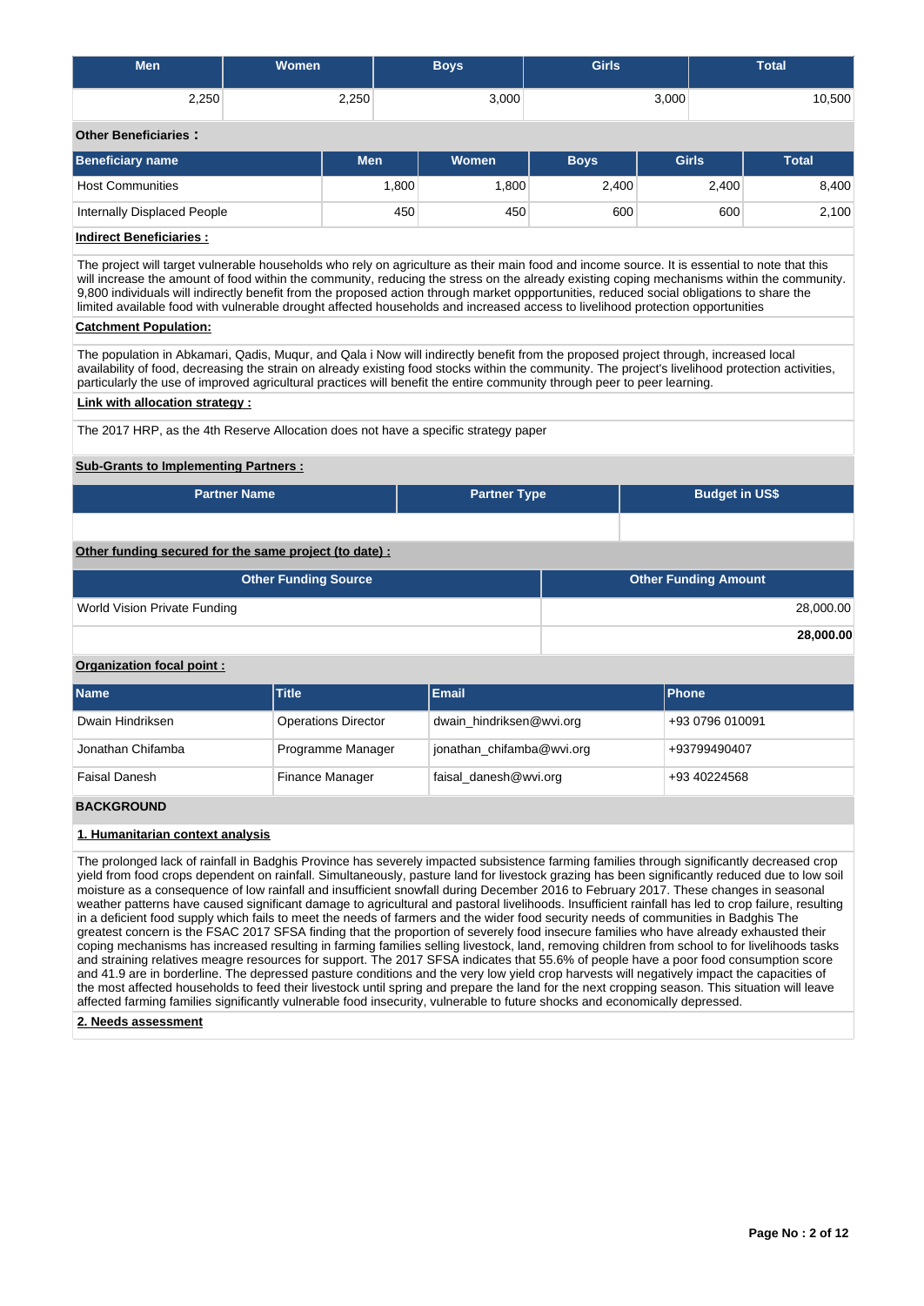| Men | Women | Boys | Girls | Total |
|---|---|---|---|---|
| 2,250 | 2,250 | 3,000 | 3,000 | 10,500 |

**Other Beneficiaries :**

| Beneficiary name | Men | Women | Boys | Girls | Total |
|---|---|---|---|---|---|
| Host Communities | 1,800 | 1,800 | 2,400 | 2,400 | 8,400 |
| Internally Displaced People | 450 | 450 | 600 | 600 | 2,100 |

**Indirect Beneficiaries :**

The project will target vulnerable households who rely on agriculture as their main food and income source. It is essential to note that this will increase the amount of food within the community, reducing the stress on the already existing coping mechanisms within the community. 9,800 individuals will indirectly benefit from the proposed action through market oppportunities, reduced social obligations to share the limited available food with vulnerable drought affected households and increased access to livelihood protection opportunities

**Catchment Population:**

The population in Abkamari, Qadis, Muqur, and Qala i Now will indirectly benefit from the proposed project through, increased local availability of food, decreasing the strain on already existing food stocks within the community. The project's livelihood protection activities, particularly the use of improved agricultural practices will benefit the entire community through peer to peer learning.

**Link with allocation strategy :**

The 2017 HRP, as the 4th Reserve Allocation does not have a specific strategy paper

**Sub-Grants to Implementing Partners :**

| Partner Name | Partner Type | Budget in US$ |
|---|---|---|
| | | |

**Other funding secured for the same project (to date) :**

| Other Funding Source | Other Funding Amount |
|---|---|
| World Vision Private Funding | 28,000.00 |
| | **28,000.00** |

**Organization focal point :**

| Name | Title | Email | Phone |
|---|---|---|---|
| Dwain Hindriksen | Operations Director | dwain_hindriksen@wvi.org | +93 0796 010091 |
| Jonathan Chifamba | Programme Manager | jonathan_chifamba@wvi.org | +93799490407 |
| Faisal Danesh | Finance Manager | faisal_danesh@wvi.org | +93 40224568 |

**BACKGROUND**

**1. Humanitarian context analysis**

The prolonged lack of rainfall in Badghis Province has severely impacted subsistence farming families through significantly decreased crop yield from food crops dependent on rainfall. Simultaneously, pasture land for livestock grazing has been significantly reduced due to low soil moisture as a consequence of low rainfall and insufficient snowfall during December 2016 to February 2017. These changes in seasonal weather patterns have caused significant damage to agricultural and pastoral livelihoods. Insufficient rainfall has led to crop failure, resulting in a deficient food supply which fails to meet the needs of farmers and the wider food security needs of communities in Badghis The greatest concern is the FSAC 2017 SFSA finding that the proportion of severely food insecure families who have already exhausted their coping mechanisms has increased resulting in farming families selling livestock, land, removing children from school to for livelihoods tasks and straining relatives meagre resources for support. The 2017 SFSA indicates that 55.6% of people have a poor food consumption score and 41.9 are in borderline. The depressed pasture conditions and the very low yield crop harvests will negatively impact the capacities of the most affected households to feed their livestock until spring and prepare the land for the next cropping season. This situation will leave affected farming families significantly vulnerable food insecurity, vulnerable to future shocks and economically depressed.

**2. Needs assessment**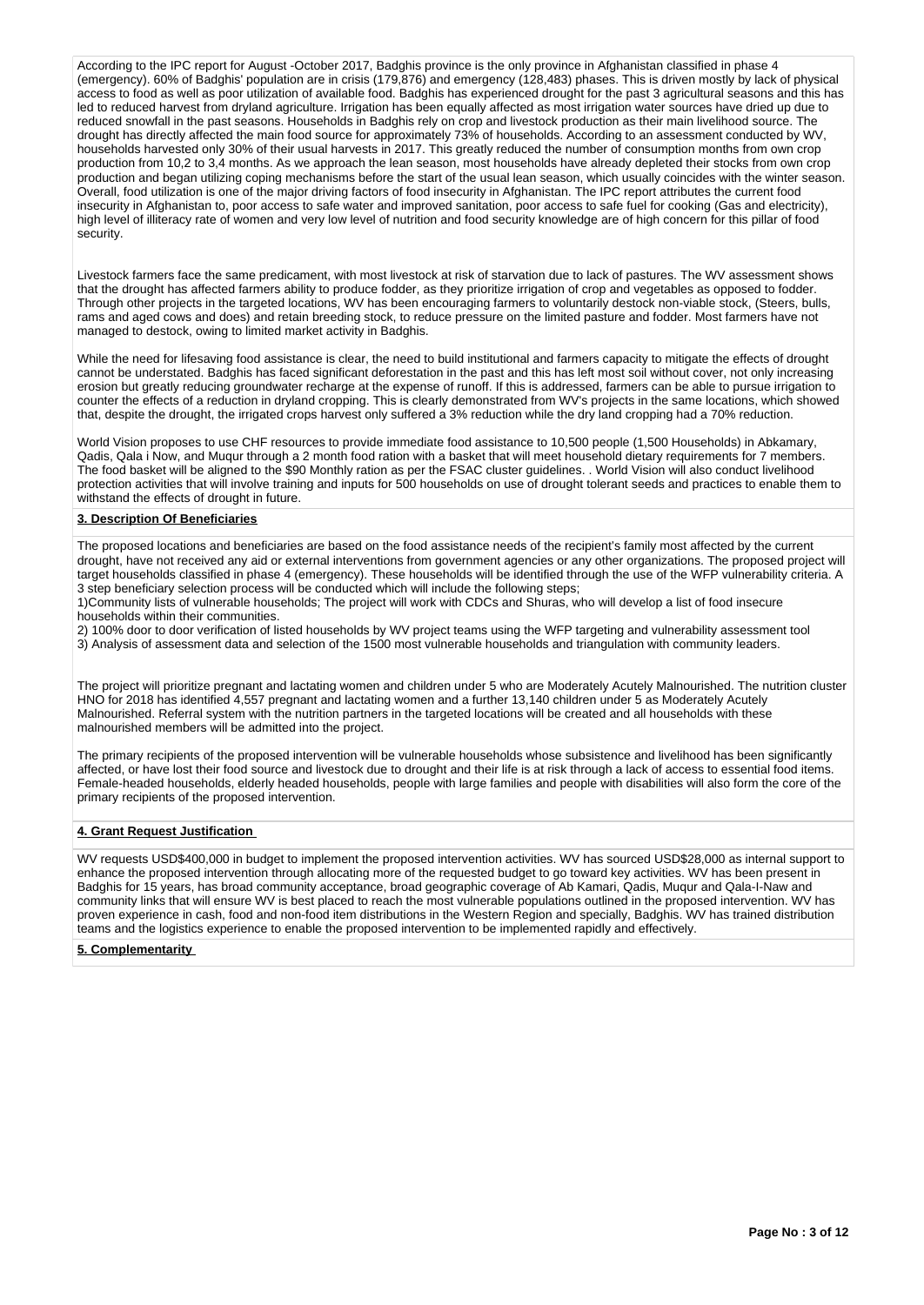According to the IPC report for August -October 2017, Badghis province is the only province in Afghanistan classified in phase 4 (emergency). 60% of Badghis' population are in crisis (179,876) and emergency (128,483) phases. This is driven mostly by lack of physical access to food as well as poor utilization of available food. Badghis has experienced drought for the past 3 agricultural seasons and this has led to reduced harvest from dryland agriculture. Irrigation has been equally affected as most irrigation water sources have dried up due to reduced snowfall in the past seasons. Households in Badghis rely on crop and livestock production as their main livelihood source. The drought has directly affected the main food source for approximately 73% of households. According to an assessment conducted by WV, households harvested only 30% of their usual harvests in 2017. This greatly reduced the number of consumption months from own crop production from 10,2 to 3,4 months. As we approach the lean season, most households have already depleted their stocks from own crop production and began utilizing coping mechanisms before the start of the usual lean season, which usually coincides with the winter season. Overall, food utilization is one of the major driving factors of food insecurity in Afghanistan. The IPC report attributes the current food insecurity in Afghanistan to, poor access to safe water and improved sanitation, poor access to safe fuel for cooking (Gas and electricity), high level of illiteracy rate of women and very low level of nutrition and food security knowledge are of high concern for this pillar of food security.

Livestock farmers face the same predicament, with most livestock at risk of starvation due to lack of pastures. The WV assessment shows that the drought has affected farmers ability to produce fodder, as they prioritize irrigation of crop and vegetables as opposed to fodder. Through other projects in the targeted locations, WV has been encouraging farmers to voluntarily destock non-viable stock, (Steers, bulls, rams and aged cows and does) and retain breeding stock, to reduce pressure on the limited pasture and fodder. Most farmers have not managed to destock, owing to limited market activity in Badghis.

While the need for lifesaving food assistance is clear, the need to build institutional and farmers capacity to mitigate the effects of drought cannot be understated. Badghis has faced significant deforestation in the past and this has left most soil without cover, not only increasing erosion but greatly reducing groundwater recharge at the expense of runoff. If this is addressed, farmers can be able to pursue irrigation to counter the effects of a reduction in dryland cropping. This is clearly demonstrated from WV's projects in the same locations, which showed that, despite the drought, the irrigated crops harvest only suffered a 3% reduction while the dry land cropping had a 70% reduction.

World Vision proposes to use CHF resources to provide immediate food assistance to 10,500 people (1,500 Households) in Abkamary, Qadis, Qala i Now, and Muqur through a 2 month food ration with a basket that will meet household dietary requirements for 7 members. The food basket will be aligned to the $90 Monthly ration as per the FSAC cluster guidelines. . World Vision will also conduct livelihood protection activities that will involve training and inputs for 500 households on use of drought tolerant seeds and practices to enable them to withstand the effects of drought in future.

## 3. Description Of Beneficiaries

The proposed locations and beneficiaries are based on the food assistance needs of the recipient's family most affected by the current drought, have not received any aid or external interventions from government agencies or any other organizations. The proposed project will target households classified in phase 4 (emergency). These households will be identified through the use of the WFP vulnerability criteria. A 3 step beneficiary selection process will be conducted which will include the following steps;

1)Community lists of vulnerable households; The project will work with CDCs and Shuras, who will develop a list of food insecure households within their communities.

2) 100% door to door verification of listed households by WV project teams using the WFP targeting and vulnerability assessment tool

3) Analysis of assessment data and selection of the 1500 most vulnerable households and triangulation with community leaders.

The project will prioritize pregnant and lactating women and children under 5 who are Moderately Acutely Malnourished. The nutrition cluster HNO for 2018 has identified 4,557 pregnant and lactating women and a further 13,140 children under 5 as Moderately Acutely Malnourished. Referral system with the nutrition partners in the targeted locations will be created and all households with these malnourished members will be admitted into the project.

The primary recipients of the proposed intervention will be vulnerable households whose subsistence and livelihood has been significantly affected, or have lost their food source and livestock due to drought and their life is at risk through a lack of access to essential food items. Female-headed households, elderly headed households, people with large families and people with disabilities will also form the core of the primary recipients of the proposed intervention.

## 4. Grant Request Justification

WV requests USD$400,000 in budget to implement the proposed intervention activities. WV has sourced USD$28,000 as internal support to enhance the proposed intervention through allocating more of the requested budget to go toward key activities. WV has been present in Badghis for 15 years, has broad community acceptance, broad geographic coverage of Ab Kamari, Qadis, Muqur and Qala-I-Naw and community links that will ensure WV is best placed to reach the most vulnerable populations outlined in the proposed intervention. WV has proven experience in cash, food and non-food item distributions in the Western Region and specially, Badghis. WV has trained distribution teams and the logistics experience to enable the proposed intervention to be implemented rapidly and effectively.

## 5. Complementarity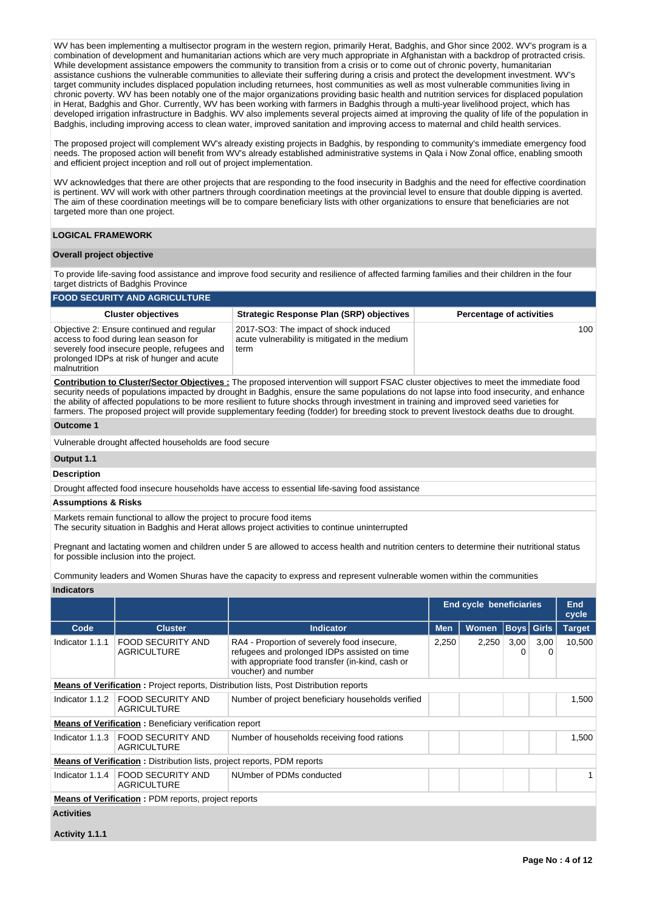WV has been implementing a multisector program in the western region, primarily Herat, Badghis, and Ghor since 2002. WV's program is a combination of development and humanitarian actions which are very much appropriate in Afghanistan with a backdrop of protracted crisis. While development assistance empowers the community to transition from a crisis or to come out of chronic poverty, humanitarian assistance cushions the vulnerable communities to alleviate their suffering during a crisis and protect the development investment. WV's target community includes displaced population including returnees, host communities as well as most vulnerable communities living in chronic poverty. WV has been notably one of the major organizations providing basic health and nutrition services for displaced population in Herat, Badghis and Ghor. Currently, WV has been working with farmers in Badghis through a multi-year livelihood project, which has developed irrigation infrastructure in Badghis. WV also implements several projects aimed at improving the quality of life of the population in Badghis, including improving access to clean water, improved sanitation and improving access to maternal and child health services.

The proposed project will complement WV's already existing projects in Badghis, by responding to community's immediate emergency food needs. The proposed action will benefit from WV's already established administrative systems in Qala i Now Zonal office, enabling smooth and efficient project inception and roll out of project implementation.

WV acknowledges that there are other projects that are responding to the food insecurity in Badghis and the need for effective coordination is pertinent. WV will work with other partners through coordination meetings at the provincial level to ensure that double dipping is averted. The aim of these coordination meetings will be to compare beneficiary lists with other organizations to ensure that beneficiaries are not targeted more than one project.

## LOGICAL FRAMEWORK

### Overall project objective

To provide life-saving food assistance and improve food security and resilience of affected farming families and their children in the four target districts of Badghis Province

### FOOD SECURITY AND AGRICULTURE

| Cluster objectives | Strategic Response Plan (SRP) objectives | Percentage of activities |
|---|---|---|
| Objective 2: Ensure continued and regular access to food during lean season for severely food insecure people, refugees and prolonged IDPs at risk of hunger and acute malnutrition | 2017-SO3: The impact of shock induced acute vulnerability is mitigated in the medium term | 100 |

**Contribution to Cluster/Sector Objectives :** The proposed intervention will support FSAC cluster objectives to meet the immediate food security needs of populations impacted by drought in Badghis, ensure the same populations do not lapse into food insecurity, and enhance the ability of affected populations to be more resilient to future shocks through investment in training and improved seed varieties for farmers. The proposed project will provide supplementary feeding (fodder) for breeding stock to prevent livestock deaths due to drought.

### Outcome 1

Vulnerable drought affected households are food secure

### Output 1.1

**Description**

Drought affected food insecure households have access to essential life-saving food assistance

**Assumptions & Risks**

Markets remain functional to allow the project to procure food items
The security situation in Badghis and Herat allows project activities to continue uninterrupted

Pregnant and lactating women and children under 5 are allowed to access health and nutrition centers to determine their nutritional status for possible inclusion into the project.

Community leaders and Women Shuras have the capacity to express and represent vulnerable women within the communities

**Indicators**

| | | | End cycle beneficiaries | | | | End cycle |
|---|---|---|---|---|---|---|---|
| Code | Cluster | Indicator | Men | Women | Boys | Girls | Target |
| Indicator 1.1.1 | FOOD SECURITY AND AGRICULTURE | RA4 - Proportion of severely food insecure, refugees and prolonged IDPs assisted on time with appropriate food transfer (in-kind, cash or voucher) and number | 2,250 | 2,250 | 3,000 | 3,000 | 10,500 |
| **Means of Verification :** Project reports, Distribution lists, Post Distribution reports | | | | | | | |
| Indicator 1.1.2 | FOOD SECURITY AND AGRICULTURE | Number of project beneficiary households verified | | | | | 1,500 |
| **Means of Verification :** Beneficiary verification report | | | | | | | |
| Indicator 1.1.3 | FOOD SECURITY AND AGRICULTURE | Number of households receiving food rations | | | | | 1,500 |
| **Means of Verification :** Distribution lists, project reports, PDM reports | | | | | | | |
| Indicator 1.1.4 | FOOD SECURITY AND AGRICULTURE | NUmber of PDMs conducted | | | | | 1 |
| **Means of Verification :** PDM reports, project reports | | | | | | | |

**Activities**

**Activity 1.1.1**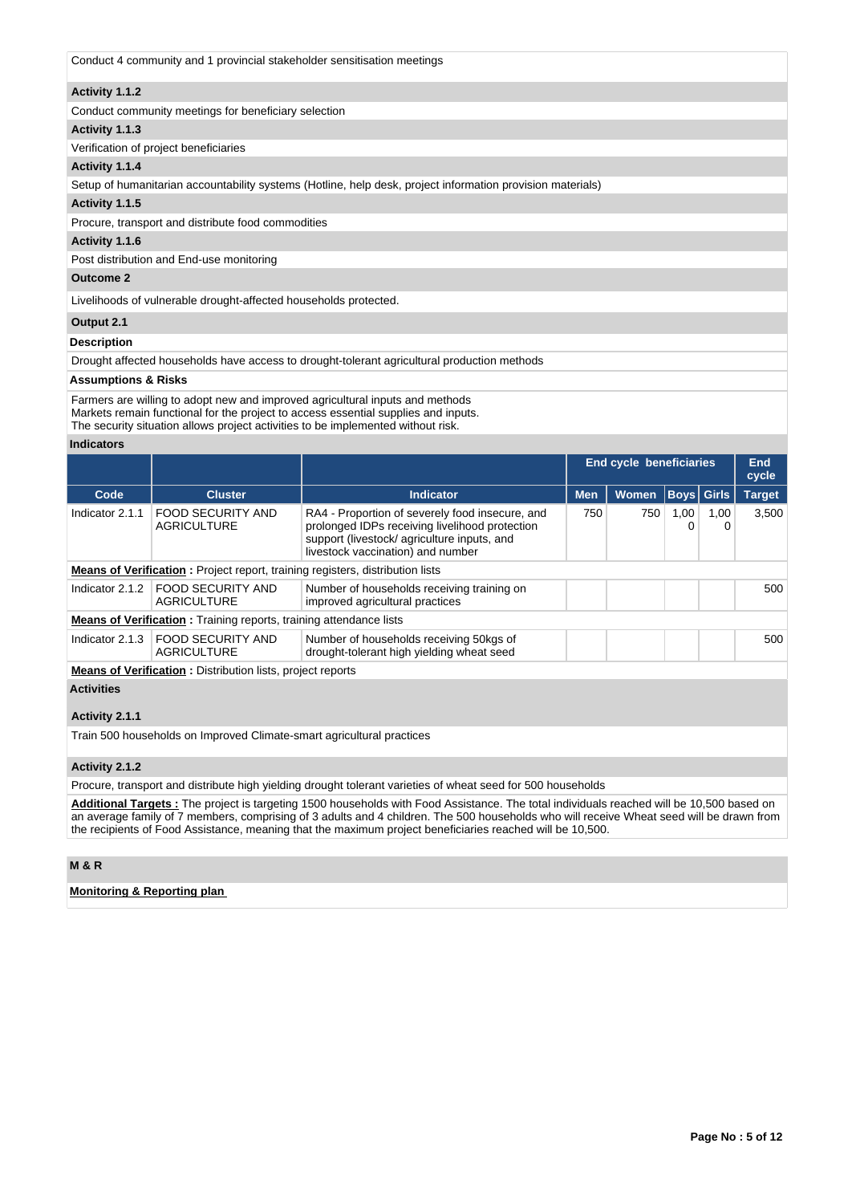Conduct 4 community and 1 provincial stakeholder sensitisation meetings

**Activity 1.1.2**

Conduct community meetings for beneficiary selection

**Activity 1.1.3**

Verification of project beneficiaries

**Activity 1.1.4**

Setup of humanitarian accountability systems (Hotline, help desk, project information provision materials)

**Activity 1.1.5**

Procure, transport and distribute food commodities

**Activity 1.1.6**

Post distribution and End-use monitoring

**Outcome 2**

Livelihoods of vulnerable drought-affected households protected.

**Output 2.1**

**Description**

Drought affected households have access to drought-tolerant agricultural production methods

**Assumptions & Risks**

Farmers are willing to adopt new and improved agricultural inputs and methods
Markets remain functional for the project to access essential supplies and inputs.
The security situation allows project activities to be implemented without risk.

**Indicators**

| | | | End cycle beneficiaries | | | | End cycle |
|---|---|---|---|---|---|---|---|
| **Code** | **Cluster** | **Indicator** | **Men** | **Women** | **Boys** | **Girls** | **Target** |
| Indicator 2.1.1 | FOOD SECURITY AND AGRICULTURE | RA4 - Proportion of severely food insecure, and prolonged IDPs receiving livelihood protection support (livestock/ agriculture inputs, and livestock vaccination) and number | 750 | 750 | 1,000 | 1,000 | 3,500 |
| **Means of Verification :** Project report, training registers, distribution lists | | | | | | | |
| Indicator 2.1.2 | FOOD SECURITY AND AGRICULTURE | Number of households receiving training on improved agricultural practices | | | | | 500 |
| **Means of Verification :** Training reports, training attendance lists | | | | | | | |
| Indicator 2.1.3 | FOOD SECURITY AND AGRICULTURE | Number of households receiving 50kgs of drought-tolerant high yielding wheat seed | | | | | 500 |
| **Means of Verification :** Distribution lists, project reports | | | | | | | |

**Activities**

**Activity 2.1.1**

Train 500 households on Improved Climate-smart agricultural practices

**Activity 2.1.2**

Procure, transport and distribute high yielding drought tolerant varieties of wheat seed for 500 households

**Additional Targets :** The project is targeting 1500 households with Food Assistance. The total individuals reached will be 10,500 based on an average family of 7 members, comprising of 3 adults and 4 children. The 500 households who will receive Wheat seed will be drawn from the recipients of Food Assistance, meaning that the maximum project beneficiaries reached will be 10,500.

**M & R**

**Monitoring & Reporting plan**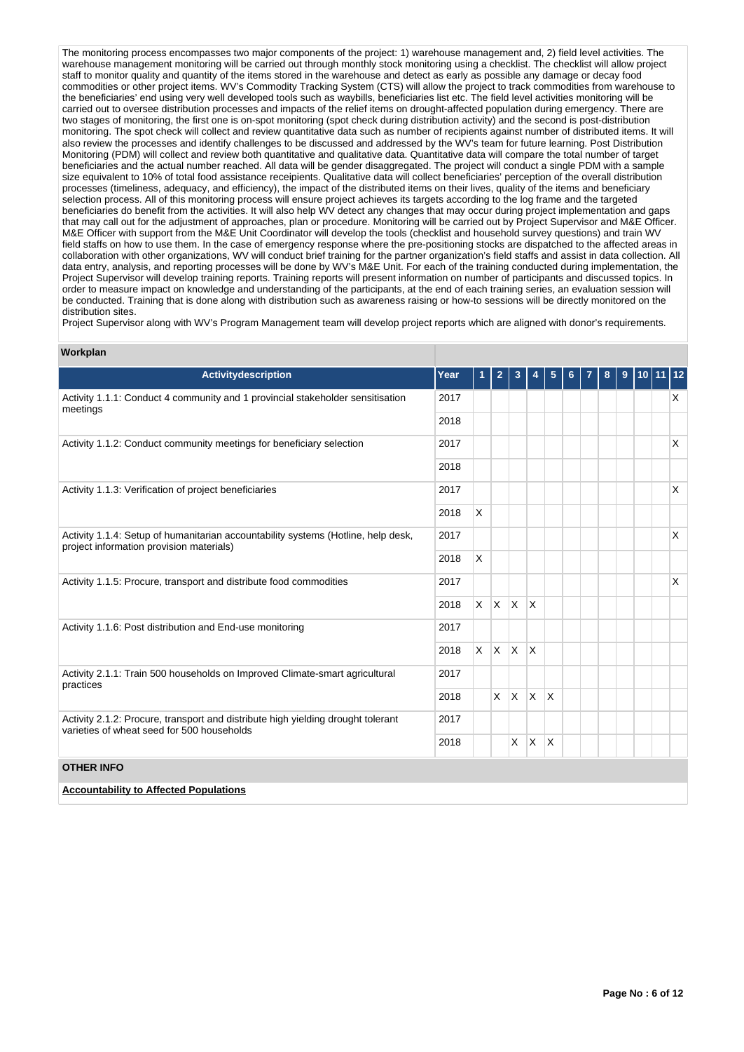The monitoring process encompasses two major components of the project: 1) warehouse management and, 2) field level activities. The warehouse management monitoring will be carried out through monthly stock monitoring using a checklist. The checklist will allow project staff to monitor quality and quantity of the items stored in the warehouse and detect as early as possible any damage or decay food commodities or other project items. WV's Commodity Tracking System (CTS) will allow the project to track commodities from warehouse to the beneficiaries' end using very well developed tools such as waybills, beneficiaries list etc. The field level activities monitoring will be carried out to oversee distribution processes and impacts of the relief items on drought-affected population during emergency. There are two stages of monitoring, the first one is on-spot monitoring (spot check during distribution activity) and the second is post-distribution monitoring. The spot check will collect and review quantitative data such as number of recipients against number of distributed items. It will also review the processes and identify challenges to be discussed and addressed by the WV's team for future learning. Post Distribution Monitoring (PDM) will collect and review both quantitative and qualitative data. Quantitative data will compare the total number of target beneficiaries and the actual number reached. All data will be gender disaggregated. The project will conduct a single PDM with a sample size equivalent to 10% of total food assistance receipients. Qualitative data will collect beneficiaries' perception of the overall distribution processes (timeliness, adequacy, and efficiency), the impact of the distributed items on their lives, quality of the items and beneficiary selection process. All of this monitoring process will ensure project achieves its targets according to the log frame and the targeted beneficiaries do benefit from the activities. It will also help WV detect any changes that may occur during project implementation and gaps that may call out for the adjustment of approaches, plan or procedure. Monitoring will be carried out by Project Supervisor and M&E Officer. M&E Officer with support from the M&E Unit Coordinator will develop the tools (checklist and household survey questions) and train WV field staffs on how to use them. In the case of emergency response where the pre-positioning stocks are dispatched to the affected areas in collaboration with other organizations, WV will conduct brief training for the partner organization's field staffs and assist in data collection. All data entry, analysis, and reporting processes will be done by WV's M&E Unit. For each of the training conducted during implementation, the Project Supervisor will develop training reports. Training reports will present information on number of participants and discussed topics. In order to measure impact on knowledge and understanding of the participants, at the end of each training series, an evaluation session will be conducted. Training that is done along with distribution such as awareness raising or how-to sessions will be directly monitored on the distribution sites.

Project Supervisor along with WV's Program Management team will develop project reports which are aligned with donor's requirements.

**Workplan**

| Activitydescription | Year | 1 | 2 | 3 | 4 | 5 | 6 | 7 | 8 | 9 | 10 | 11 | 12 |
|---|---|---|---|---|---|---|---|---|---|---|---|---|---|
| Activity 1.1.1: Conduct 4 community and 1 provincial stakeholder sensitisation meetings | 2017 | | | | | | | | | | | | X |
| | 2018 | | | | | | | | | | | | |
| Activity 1.1.2: Conduct community meetings for beneficiary selection | 2017 | | | | | | | | | | | | X |
| | 2018 | | | | | | | | | | | | |
| Activity 1.1.3: Verification of project beneficiaries | 2017 | | | | | | | | | | | | X |
| | 2018 | X | | | | | | | | | | | |
| Activity 1.1.4: Setup of humanitarian accountability systems (Hotline, help desk, project information provision materials) | 2017 | | | | | | | | | | | | X |
| | 2018 | X | | | | | | | | | | | |
| Activity 1.1.5: Procure, transport and distribute food commodities | 2017 | | | | | | | | | | | | X |
| | 2018 | X | X | X | X | | | | | | | | |
| Activity 1.1.6: Post distribution and End-use monitoring | 2017 | | | | | | | | | | | | |
| | 2018 | X | X | X | X | | | | | | | | |
| Activity 2.1.1: Train 500 households on Improved Climate-smart agricultural practices | 2017 | | | | | | | | | | | | |
| | 2018 | | X | X | X | X | | | | | | | |
| Activity 2.1.2: Procure, transport and distribute high yielding drought tolerant varieties of wheat seed for 500 households | 2017 | | | | | | | | | | | | |
| | 2018 | | | X | X | X | | | | | | | |

**OTHER INFO**

**Accountability to Affected Populations**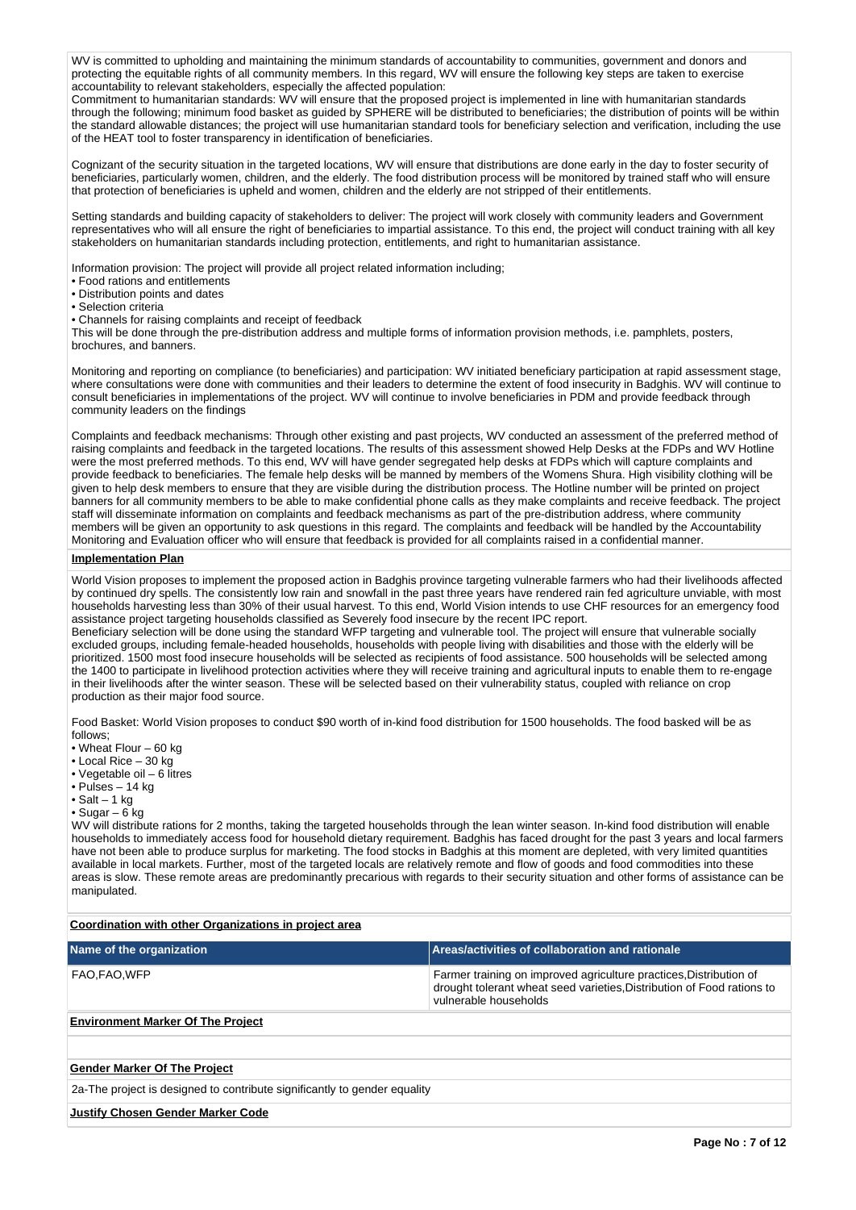WV is committed to upholding and maintaining the minimum standards of accountability to communities, government and donors and protecting the equitable rights of all community members. In this regard, WV will ensure the following key steps are taken to exercise accountability to relevant stakeholders, especially the affected population:

Commitment to humanitarian standards: WV will ensure that the proposed project is implemented in line with humanitarian standards through the following; minimum food basket as guided by SPHERE will be distributed to beneficiaries; the distribution of points will be within the standard allowable distances; the project will use humanitarian standard tools for beneficiary selection and verification, including the use of the HEAT tool to foster transparency in identification of beneficiaries.

Cognizant of the security situation in the targeted locations, WV will ensure that distributions are done early in the day to foster security of beneficiaries, particularly women, children, and the elderly. The food distribution process will be monitored by trained staff who will ensure that protection of beneficiaries is upheld and women, children and the elderly are not stripped of their entitlements.

Setting standards and building capacity of stakeholders to deliver: The project will work closely with community leaders and Government representatives who will all ensure the right of beneficiaries to impartial assistance. To this end, the project will conduct training with all key stakeholders on humanitarian standards including protection, entitlements, and right to humanitarian assistance.

Information provision: The project will provide all project related information including;

- Food rations and entitlements
- Distribution points and dates
- Selection criteria
- Channels for raising complaints and receipt of feedback

This will be done through the pre-distribution address and multiple forms of information provision methods, i.e. pamphlets, posters, brochures, and banners.

Monitoring and reporting on compliance (to beneficiaries) and participation: WV initiated beneficiary participation at rapid assessment stage, where consultations were done with communities and their leaders to determine the extent of food insecurity in Badghis. WV will continue to consult beneficiaries in implementations of the project. WV will continue to involve beneficiaries in PDM and provide feedback through community leaders on the findings

Complaints and feedback mechanisms: Through other existing and past projects, WV conducted an assessment of the preferred method of raising complaints and feedback in the targeted locations. The results of this assessment showed Help Desks at the FDPs and WV Hotline were the most preferred methods. To this end, WV will have gender segregated help desks at FDPs which will capture complaints and provide feedback to beneficiaries. The female help desks will be manned by members of the Womens Shura. High visibility clothing will be given to help desk members to ensure that they are visible during the distribution process. The Hotline number will be printed on project banners for all community members to be able to make confidential phone calls as they make complaints and receive feedback. The project staff will disseminate information on complaints and feedback mechanisms as part of the pre-distribution address, where community members will be given an opportunity to ask questions in this regard. The complaints and feedback will be handled by the Accountability Monitoring and Evaluation officer who will ensure that feedback is provided for all complaints raised in a confidential manner.

**Implementation Plan**

World Vision proposes to implement the proposed action in Badghis province targeting vulnerable farmers who had their livelihoods affected by continued dry spells. The consistently low rain and snowfall in the past three years have rendered rain fed agriculture unviable, with most households harvesting less than 30% of their usual harvest. To this end, World Vision intends to use CHF resources for an emergency food assistance project targeting households classified as Severely food insecure by the recent IPC report.

Beneficiary selection will be done using the standard WFP targeting and vulnerable tool. The project will ensure that vulnerable socially excluded groups, including female-headed households, households with people living with disabilities and those with the elderly will be prioritized. 1500 most food insecure households will be selected as recipients of food assistance. 500 households will be selected among the 1400 to participate in livelihood protection activities where they will receive training and agricultural inputs to enable them to re-engage in their livelihoods after the winter season. These will be selected based on their vulnerability status, coupled with reliance on crop production as their major food source.

Food Basket: World Vision proposes to conduct $90 worth of in-kind food distribution for 1500 households. The food basked will be as follows;

- Wheat Flour – 60 kg
- Local Rice – 30 kg
- Vegetable oil – 6 litres
- Pulses – 14 kg
- Salt – 1 kg
- Sugar – 6 kg

WV will distribute rations for 2 months, taking the targeted households through the lean winter season. In-kind food distribution will enable households to immediately access food for household dietary requirement. Badghis has faced drought for the past 3 years and local farmers have not been able to produce surplus for marketing. The food stocks in Badghis at this moment are depleted, with very limited quantities available in local markets. Further, most of the targeted locals are relatively remote and flow of goods and food commodities into these areas is slow. These remote areas are predominantly precarious with regards to their security situation and other forms of assistance can be manipulated.

**Coordination with other Organizations in project area**

| Name of the organization | Areas/activities of collaboration and rationale |
|---|---|
| FAO,FAO,WFP | Farmer training on improved agriculture practices,Distribution of drought tolerant wheat seed varieties,Distribution of Food rations to vulnerable households |

**Environment Marker Of The Project**

**Gender Marker Of The Project**

2a-The project is designed to contribute significantly to gender equality

**Justify Chosen Gender Marker Code**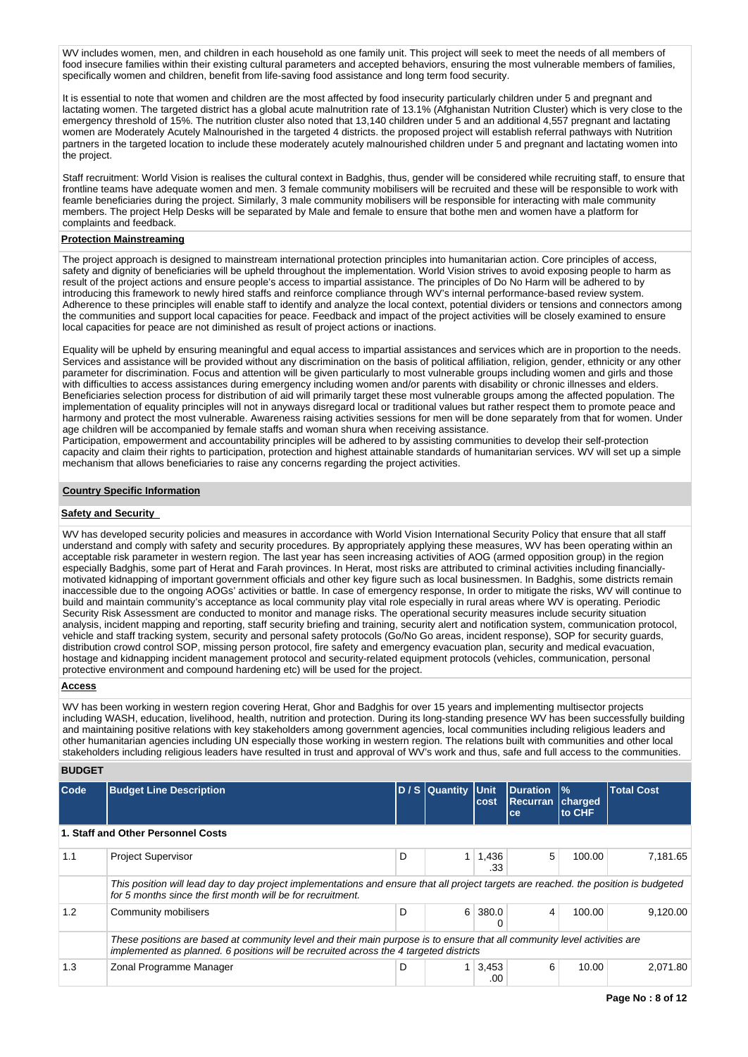WV includes women, men, and children in each household as one family unit. This project will seek to meet the needs of all members of food insecure families within their existing cultural parameters and accepted behaviors, ensuring the most vulnerable members of families, specifically women and children, benefit from life-saving food assistance and long term food security.

It is essential to note that women and children are the most affected by food insecurity particularly children under 5 and pregnant and lactating women. The targeted district has a global acute malnutrition rate of 13.1% (Afghanistan Nutrition Cluster) which is very close to the emergency threshold of 15%. The nutrition cluster also noted that 13,140 children under 5 and an additional 4,557 pregnant and lactating women are Moderately Acutely Malnourished in the targeted 4 districts. the proposed project will establish referral pathways with Nutrition partners in the targeted location to include these moderately acutely malnourished children under 5 and pregnant and lactating women into the project.

Staff recruitment: World Vision is realises the cultural context in Badghis, thus, gender will be considered while recruiting staff, to ensure that frontline teams have adequate women and men. 3 female community mobilisers will be recruited and these will be responsible to work with feamle beneficiaries during the project. Similarly, 3 male community mobilisers will be responsible for interacting with male community members. The project Help Desks will be separated by Male and female to ensure that bothe men and women have a platform for complaints and feedback.

**Protection Mainstreaming**

The project approach is designed to mainstream international protection principles into humanitarian action. Core principles of access, safety and dignity of beneficiaries will be upheld throughout the implementation. World Vision strives to avoid exposing people to harm as result of the project actions and ensure people's access to impartial assistance. The principles of Do No Harm will be adhered to by introducing this framework to newly hired staffs and reinforce compliance through WV's internal performance-based review system. Adherence to these principles will enable staff to identify and analyze the local context, potential dividers or tensions and connectors among the communities and support local capacities for peace. Feedback and impact of the project activities will be closely examined to ensure local capacities for peace are not diminished as result of project actions or inactions.

Equality will be upheld by ensuring meaningful and equal access to impartial assistances and services which are in proportion to the needs. Services and assistance will be provided without any discrimination on the basis of political affiliation, religion, gender, ethnicity or any other parameter for discrimination. Focus and attention will be given particularly to most vulnerable groups including women and girls and those with difficulties to access assistances during emergency including women and/or parents with disability or chronic illnesses and elders. Beneficiaries selection process for distribution of aid will primarily target these most vulnerable groups among the affected population. The implementation of equality principles will not in anyways disregard local or traditional values but rather respect them to promote peace and harmony and protect the most vulnerable. Awareness raising activities sessions for men will be done separately from that for women. Under age children will be accompanied by female staffs and woman shura when receiving assistance.
Participation, empowerment and accountability principles will be adhered to by assisting communities to develop their self-protection capacity and claim their rights to participation, protection and highest attainable standards of humanitarian services. WV will set up a simple mechanism that allows beneficiaries to raise any concerns regarding the project activities.

## Country Specific Information

**Safety and Security**

WV has developed security policies and measures in accordance with World Vision International Security Policy that ensure that all staff understand and comply with safety and security procedures. By appropriately applying these measures, WV has been operating within an acceptable risk parameter in western region. The last year has seen increasing activities of AOG (armed opposition group) in the region especially Badghis, some part of Herat and Farah provinces. In Herat, most risks are attributed to criminal activities including financially-motivated kidnapping of important government officials and other key figure such as local businessmen. In Badghis, some districts remain inaccessible due to the ongoing AOGs' activities or battle. In case of emergency response, In order to mitigate the risks, WV will continue to build and maintain community's acceptance as local community play vital role especially in rural areas where WV is operating. Periodic Security Risk Assessment are conducted to monitor and manage risks. The operational security measures include security situation analysis, incident mapping and reporting, staff security briefing and training, security alert and notification system, communication protocol, vehicle and staff tracking system, security and personal safety protocols (Go/No Go areas, incident response), SOP for security guards, distribution crowd control SOP, missing person protocol, fire safety and emergency evacuation plan, security and medical evacuation, hostage and kidnapping incident management protocol and security-related equipment protocols (vehicles, communication, personal protective environment and compound hardening etc) will be used for the project.

**Access**

WV has been working in western region covering Herat, Ghor and Badghis for over 15 years and implementing multisector projects including WASH, education, livelihood, health, nutrition and protection. During its long-standing presence WV has been successfully building and maintaining positive relations with key stakeholders among government agencies, local communities including religious leaders and other humanitarian agencies including UN especially those working in western region. The relations built with communities and other local stakeholders including religious leaders have resulted in trust and approval of WV's work and thus, safe and full access to the communities.

## BUDGET

| Code | Budget Line Description | D / S | Quantity | Unit cost | Duration Recurrance | % charged to CHF | Total Cost |
|---|---|---|---|---|---|---|---|
| **1. Staff and Other Personnel Costs** | | | | | | | |
| 1.1 | Project Supervisor | D | 1 | 1,436.33 | 5 | 100.00 | 7,181.65 |
| | *This position will lead day to day project implementations and ensure that all project targets are reached. the position is budgeted for 5 months since the first month will be for recruitment.* | | | | | | |
| 1.2 | Community mobilisers | D | 6 | 380.00 | 4 | 100.00 | 9,120.00 |
| | *These positions are based at community level and their main purpose is to ensure that all community level activities are implemented as planned. 6 positions will be recruited across the 4 targeted districts* | | | | | | |
| 1.3 | Zonal Programme Manager | D | 1 | 3,453.00 | 6 | 10.00 | 2,071.80 |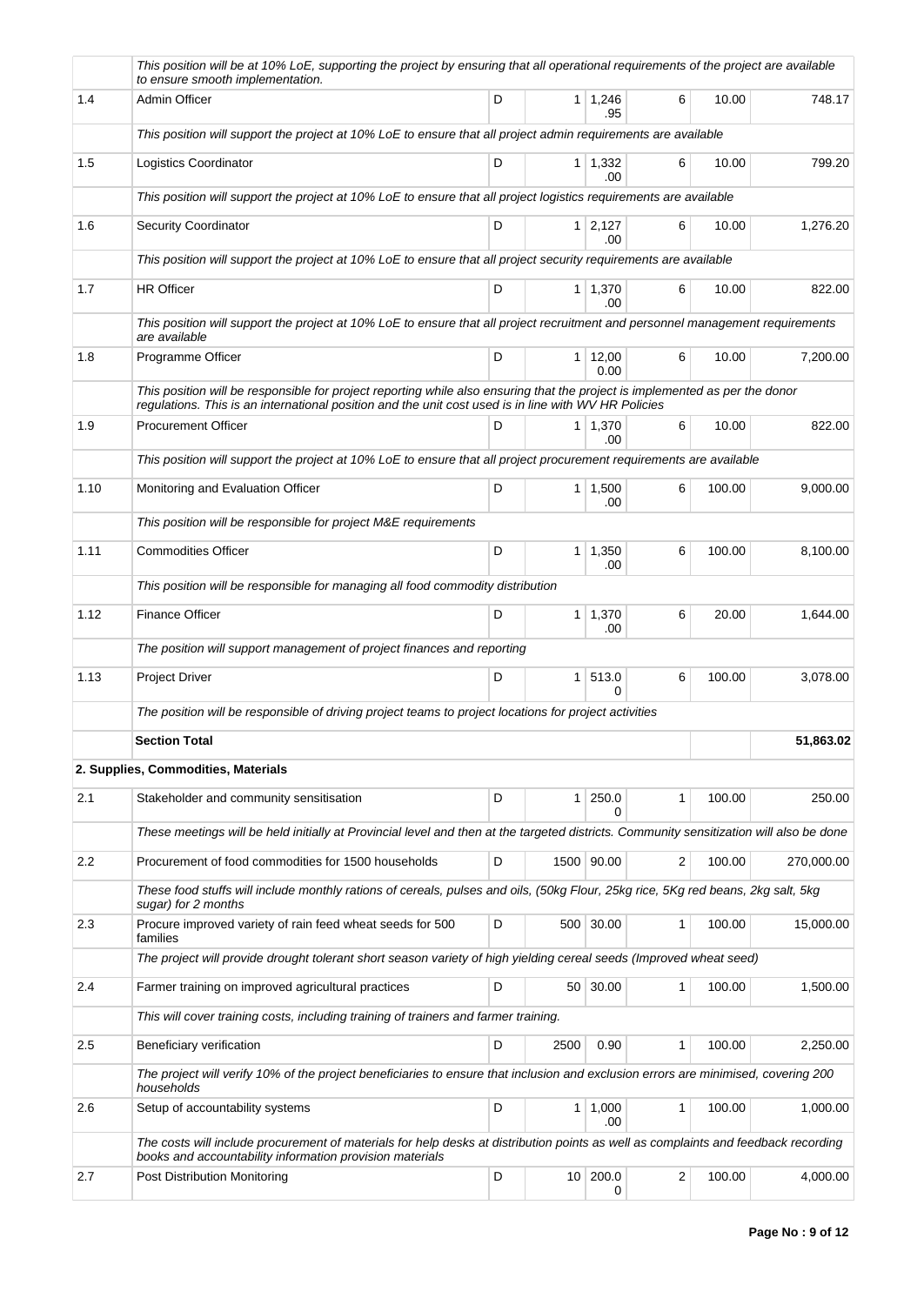| | | | | | | | |
|---|---|---|---|---|---|---|---|
| | *This position will be at 10% LoE, supporting the project by ensuring that all operational requirements of the project are available to ensure smooth implementation.* | | | | | | |
| 1.4 | Admin Officer | D | 1 | 1,246.95 | 6 | 10.00 | 748.17 |
| | *This position will support the project at 10% LoE to ensure that all project admin requirements are available* | | | | | | |
| 1.5 | Logistics Coordinator | D | 1 | 1,332.00 | 6 | 10.00 | 799.20 |
| | *This position will support the project at 10% LoE to ensure that all project logistics requirements are available* | | | | | | |
| 1.6 | Security Coordinator | D | 1 | 2,127.00 | 6 | 10.00 | 1,276.20 |
| | *This position will support the project at 10% LoE to ensure that all project security requirements are available* | | | | | | |
| 1.7 | HR Officer | D | 1 | 1,370.00 | 6 | 10.00 | 822.00 |
| | *This position will support the project at 10% LoE to ensure that all project recruitment and personnel management requirements are available* | | | | | | |
| 1.8 | Programme Officer | D | 1 | 12,000.00 | 6 | 10.00 | 7,200.00 |
| | *This position will be responsible for project reporting while also ensuring that the project is implemented as per the donor regulations. This is an international position and the unit cost used is in line with WV HR Policies* | | | | | | |
| 1.9 | Procurement Officer | D | 1 | 1,370.00 | 6 | 10.00 | 822.00 |
| | *This position will support the project at 10% LoE to ensure that all project procurement requirements are available* | | | | | | |
| 1.10 | Monitoring and Evaluation Officer | D | 1 | 1,500.00 | 6 | 100.00 | 9,000.00 |
| | *This position will be responsible for project M&E requirements* | | | | | | |
| 1.11 | Commodities Officer | D | 1 | 1,350.00 | 6 | 100.00 | 8,100.00 |
| | *This position will be responsible for managing all food commodity distribution* | | | | | | |
| 1.12 | Finance Officer | D | 1 | 1,370.00 | 6 | 20.00 | 1,644.00 |
| | *The position will support management of project finances and reporting* | | | | | | |
| 1.13 | Project Driver | D | 1 | 513.00 | 6 | 100.00 | 3,078.00 |
| | *The position will be responsible of driving project teams to project locations for project activities* | | | | | | |
| | **Section Total** | | | | | | **51,863.02** |
| | **2. Supplies, Commodities, Materials** | | | | | | |
| 2.1 | Stakeholder and community sensitisation | D | 1 | 250.00 | 1 | 100.00 | 250.00 |
| | *These meetings will be held initially at Provincial level and then at the targeted districts. Community sensitization will also be done* | | | | | | |
| 2.2 | Procurement of food commodities for 1500 households | D | 1500 | 90.00 | 2 | 100.00 | 270,000.00 |
| | *These food stuffs will include monthly rations of cereals, pulses and oils, (50kg Flour, 25kg rice, 5Kg red beans, 2kg salt, 5kg sugar) for 2 months* | | | | | | |
| 2.3 | Procure improved variety of rain feed wheat seeds for 500 families | D | 500 | 30.00 | 1 | 100.00 | 15,000.00 |
| | *The project will provide drought tolerant short season variety of high yielding cereal seeds (Improved wheat seed)* | | | | | | |
| 2.4 | Farmer training on improved agricultural practices | D | 50 | 30.00 | 1 | 100.00 | 1,500.00 |
| | *This will cover training costs, including training of trainers and farmer training.* | | | | | | |
| 2.5 | Beneficiary verification | D | 2500 | 0.90 | 1 | 100.00 | 2,250.00 |
| | *The project will verify 10% of the project beneficiaries to ensure that inclusion and exclusion errors are minimised, covering 200 households* | | | | | | |
| 2.6 | Setup of accountability systems | D | 1 | 1,000.00 | 1 | 100.00 | 1,000.00 |
| | *The costs will include procurement of materials for help desks at distribution points as well as complaints and feedback recording books and accountability information provision materials* | | | | | | |
| 2.7 | Post Distribution Monitoring | D | 10 | 200.00 | 2 | 100.00 | 4,000.00 |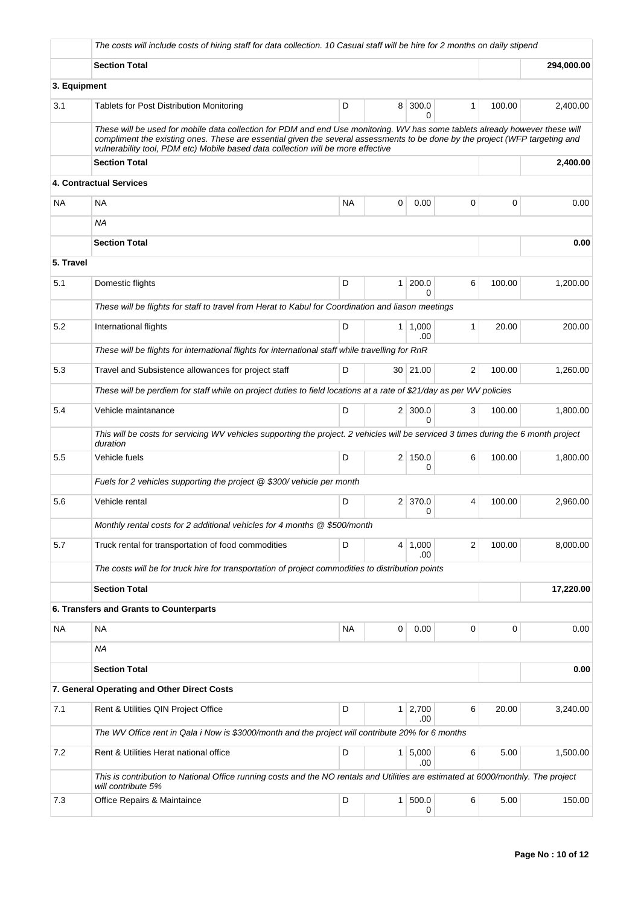| | | | | | | | |
|---|---|---|---|---|---|---|---|
| | *The costs will include costs of hiring staff for data collection. 10 Casual staff will be hire for 2 months on daily stipend* | | | | | | |
| | **Section Total** | | | | | | **294,000.00** |
| **3. Equipment** | | | | | | | |
| 3.1 | Tablets for Post Distribution Monitoring | D | 8 | 300.00 | 1 | 100.00 | 2,400.00 |
| | *These will be used for mobile data collection for PDM and end Use monitoring. WV has some tablets already however these will compliment the existing ones. These are essential given the several assessments to be done by the project (WFP targeting and vulnerability tool, PDM etc) Mobile based data collection will be more effective* | | | | | | |
| | **Section Total** | | | | | | **2,400.00** |
| | **4. Contractual Services** | | | | | | |
| NA | NA | NA | 0 | 0.00 | 0 | 0 | 0.00 |
| | *NA* | | | | | | |
| | **Section Total** | | | | | | **0.00** |
| **5. Travel** | | | | | | | |
| 5.1 | Domestic flights | D | 1 | 200.00 | 6 | 100.00 | 1,200.00 |
| | *These will be flights for staff to travel from Herat to Kabul for Coordination and liason meetings* | | | | | | |
| 5.2 | International flights | D | 1 | 1,000.00 | 1 | 20.00 | 200.00 |
| | *These will be flights for international flights for international staff while travelling for RnR* | | | | | | |
| 5.3 | Travel and Subsistence allowances for project staff | D | 30 | 21.00 | 2 | 100.00 | 1,260.00 |
| | *These will be perdiem for staff while on project duties to field locations at a rate of $21/day as per WV policies* | | | | | | |
| 5.4 | Vehicle maintanance | D | 2 | 300.00 | 3 | 100.00 | 1,800.00 |
| | *This will be costs for servicing WV vehicles supporting the project. 2 vehicles will be serviced 3 times during the 6 month project duration* | | | | | | |
| 5.5 | Vehicle fuels | D | 2 | 150.00 | 6 | 100.00 | 1,800.00 |
| | *Fuels for 2 vehicles supporting the project @ $300/ vehicle per month* | | | | | | |
| 5.6 | Vehicle rental | D | 2 | 370.00 | 4 | 100.00 | 2,960.00 |
| | *Monthly rental costs for 2 additional vehicles for 4 months @ $500/month* | | | | | | |
| 5.7 | Truck rental for transportation of food commodities | D | 4 | 1,000.00 | 2 | 100.00 | 8,000.00 |
| | *The costs will be for truck hire for transportation of project commodities to distribution points* | | | | | | |
| | **Section Total** | | | | | | **17,220.00** |
| | **6. Transfers and Grants to Counterparts** | | | | | | |
| NA | NA | NA | 0 | 0.00 | 0 | 0 | 0.00 |
| | *NA* | | | | | | |
| | **Section Total** | | | | | | **0.00** |
| | **7. General Operating and Other Direct Costs** | | | | | | |
| 7.1 | Rent & Utilities QIN Project Office | D | 1 | 2,700.00 | 6 | 20.00 | 3,240.00 |
| | *The WV Office rent in Qala i Now is $3000/month and the project will contribute 20% for 6 months* | | | | | | |
| 7.2 | Rent & Utilities Herat national office | D | 1 | 5,000.00 | 6 | 5.00 | 1,500.00 |
| | *This is contribution to National Office running costs and the NO rentals and Utilities are estimated at 6000/monthly. The project will contribute 5%* | | | | | | |
| 7.3 | Office Repairs & Maintaince | D | 1 | 500.00 | 6 | 5.00 | 150.00 |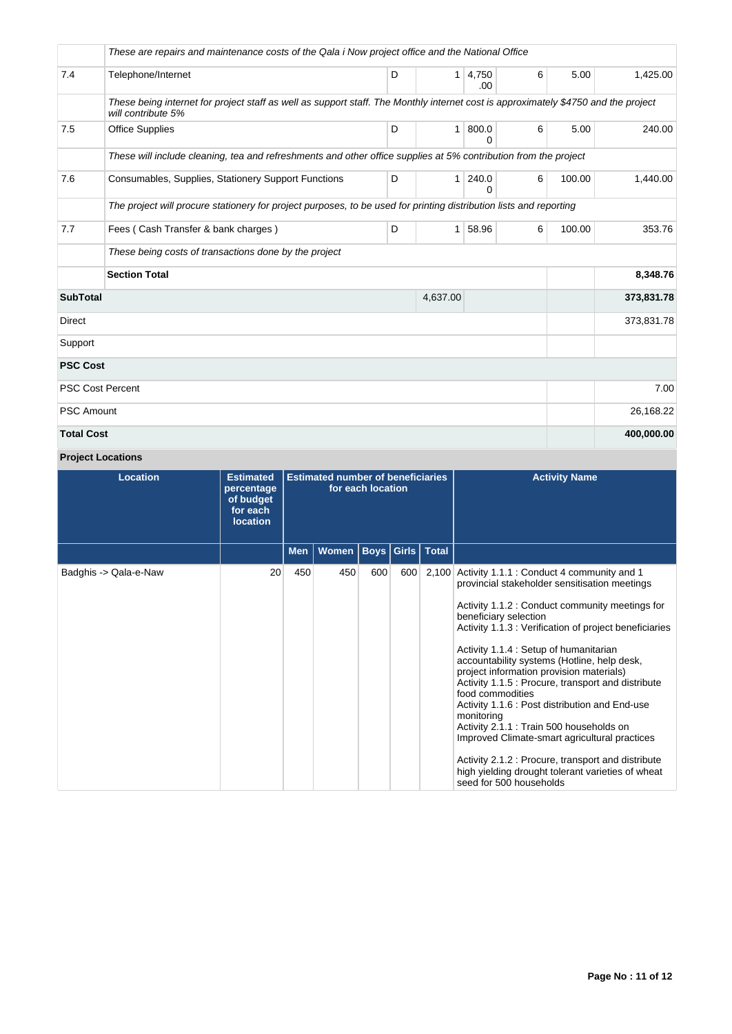| | | | | | | | |
|---|---|---|---|---|---|---|---|
| | *These are repairs and maintenance costs of the Qala i Now project office and the National Office* | | | | | | |
| 7.4 | Telephone/Internet | D | 1 | 4,750.00 | 6 | 5.00 | 1,425.00 |
| | *These being internet for project staff as well as support staff. The Monthly internet cost is approximately $4750 and the project will contribute 5%* | | | | | | |
| 7.5 | Office Supplies | D | 1 | 800.00 | 6 | 5.00 | 240.00 |
| | *These will include cleaning, tea and refreshments and other office supplies at 5% contribution from the project* | | | | | | |
| 7.6 | Consumables, Supplies, Stationery Support Functions | D | 1 | 240.00 | 6 | 100.00 | 1,440.00 |
| | *The project will procure stationery for project purposes, to be used for printing distribution lists and reporting* | | | | | | |
| 7.7 | Fees ( Cash Transfer & bank charges ) | D | 1 | 58.96 | 6 | 100.00 | 353.76 |
| | *These being costs of transactions done by the project* | | | | | | |
| | **Section Total** | | | | | | **8,348.76** |
| **SubTotal** | | | 4,637.00 | | | | **373,831.78** |
| Direct | | | | | | | 373,831.78 |
| Support | | | | | | | |
| **PSC Cost** | | | | | | | |
| PSC Cost Percent | | | | | | | 7.00 |
| PSC Amount | | | | | | | 26,168.22 |
| **Total Cost** | | | | | | | **400,000.00** |

**Project Locations**

| Location | Estimated percentage of budget for each location | Estimated number of beneficiaries for each location | | | | | Activity Name |
|---|---|---|---|---|---|---|---|
| | | Men | Women | Boys | Girls | Total | |
| Badghis -> Qala-e-Naw | 20 | 450 | 450 | 600 | 600 | 2,100 | Activity 1.1.1 : Conduct 4 community and 1 provincial stakeholder sensitisation meetings<br><br>Activity 1.1.2 : Conduct community meetings for beneficiary selection<br>Activity 1.1.3 : Verification of project beneficiaries<br><br>Activity 1.1.4 : Setup of humanitarian accountability systems (Hotline, help desk, project information provision materials)<br>Activity 1.1.5 : Procure, transport and distribute food commodities<br>Activity 1.1.6 : Post distribution and End-use monitoring<br>Activity 2.1.1 : Train 500 households on Improved Climate-smart agricultural practices<br><br>Activity 2.1.2 : Procure, transport and distribute high yielding drought tolerant varieties of wheat seed for 500 households |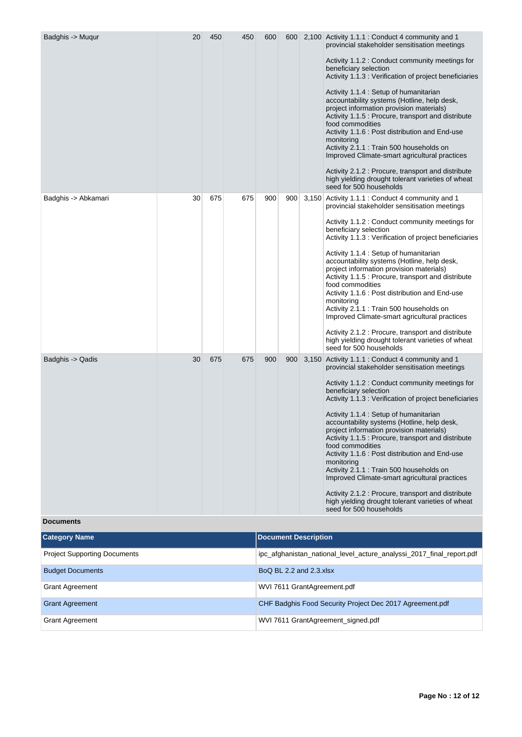| | | | | | | | |
|---|---|---|---|---|---|---|---|
| Badghis -> Muqur | 20 | 450 | 450 | 600 | 600 | 2,100 | Activity 1.1.1 : Conduct 4 community and 1 provincial stakeholder sensitisation meetings<br><br>Activity 1.1.2 : Conduct community meetings for beneficiary selection<br>Activity 1.1.3 : Verification of project beneficiaries<br><br>Activity 1.1.4 : Setup of humanitarian accountability systems (Hotline, help desk, project information provision materials)<br>Activity 1.1.5 : Procure, transport and distribute food commodities<br>Activity 1.1.6 : Post distribution and End-use monitoring<br>Activity 2.1.1 : Train 500 households on Improved Climate-smart agricultural practices<br><br>Activity 2.1.2 : Procure, transport and distribute high yielding drought tolerant varieties of wheat seed for 500 households |
| Badghis -> Abkamari | 30 | 675 | 675 | 900 | 900 | 3,150 | Activity 1.1.1 : Conduct 4 community and 1 provincial stakeholder sensitisation meetings<br><br>Activity 1.1.2 : Conduct community meetings for beneficiary selection<br>Activity 1.1.3 : Verification of project beneficiaries<br><br>Activity 1.1.4 : Setup of humanitarian accountability systems (Hotline, help desk, project information provision materials)<br>Activity 1.1.5 : Procure, transport and distribute food commodities<br>Activity 1.1.6 : Post distribution and End-use monitoring<br>Activity 2.1.1 : Train 500 households on Improved Climate-smart agricultural practices<br><br>Activity 2.1.2 : Procure, transport and distribute high yielding drought tolerant varieties of wheat seed for 500 households |
| Badghis -> Qadis | 30 | 675 | 675 | 900 | 900 | 3,150 | Activity 1.1.1 : Conduct 4 community and 1 provincial stakeholder sensitisation meetings<br><br>Activity 1.1.2 : Conduct community meetings for beneficiary selection<br>Activity 1.1.3 : Verification of project beneficiaries<br><br>Activity 1.1.4 : Setup of humanitarian accountability systems (Hotline, help desk, project information provision materials)<br>Activity 1.1.5 : Procure, transport and distribute food commodities<br>Activity 1.1.6 : Post distribution and End-use monitoring<br>Activity 2.1.1 : Train 500 households on Improved Climate-smart agricultural practices<br><br>Activity 2.1.2 : Procure, transport and distribute high yielding drought tolerant varieties of wheat seed for 500 households |

**Documents**

| Category Name | Document Description |
|---|---|
| Project Supporting Documents | ipc_afghanistan_national_level_acture_analyssi_2017_final_report.pdf |
| Budget Documents | BoQ BL 2.2 and 2.3.xlsx |
| Grant Agreement | WVI 7611 GrantAgreement.pdf |
| Grant Agreement | CHF Badghis Food Security Project Dec 2017 Agreement.pdf |
| Grant Agreement | WVI 7611 GrantAgreement_signed.pdf |